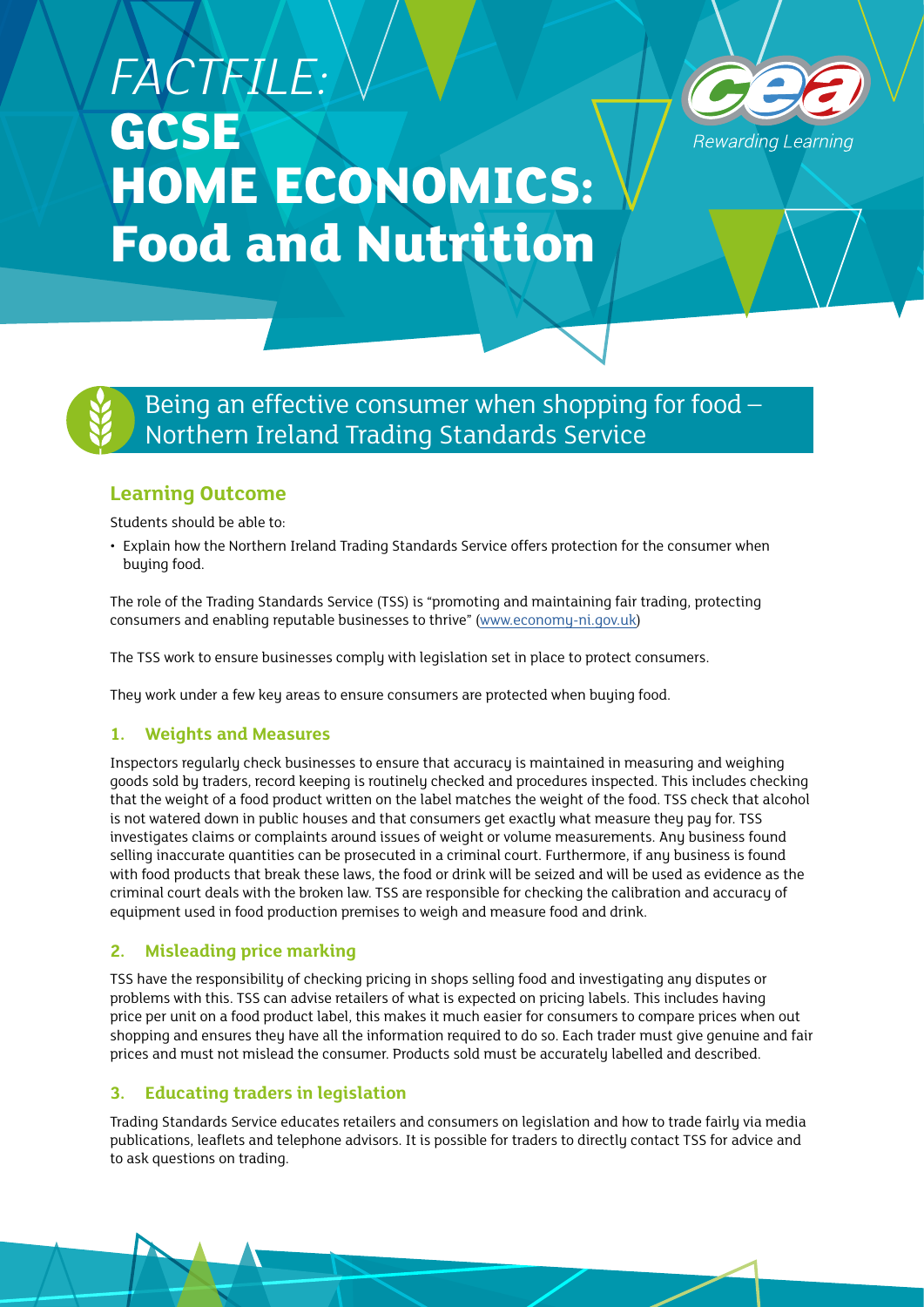# *FACTFILE:* GCSE HOME ECONOMICS: Food and Nutrition

*Rewarding Learning*

## Being an effective consumer when shopping for food – Northern Ireland Trading Standards Service

### Learning Outcome

Students should be able to:

- Explain how the Northern Ireland Trading Standards Service offers protection for the consumer when buying food.

The role of the Trading Standards Service (TSS) is "promoting and maintaining fair trading, protecting consumers and enabling reputable businesses to thrive" (www.economy-ni.gov.uk)

The TSS work to ensure businesses comply with legislation set in place to protect consumers.

They work under a few key areas to ensure consumers are protected when buying food.

### 1. Weights and Measures

Inspectors regularly check businesses to ensure that accuracy is maintained in measuring and weighing goods sold by traders, record keeping is routinely checked and procedures inspected. This includes checking that the weight of a food product written on the label matches the weight of the food. TSS check that alcohol is not watered down in public houses and that consumers get exactly what measure they pay for. TSS investigates claims or complaints around issues of weight or volume measurements. Any business found selling inaccurate quantities can be prosecuted in a criminal court. Furthermore, if any business is found with food products that break these laws, the food or drink will be seized and will be used as evidence as the criminal court deals with the broken law. TSS are responsible for checking the calibration and accuracy of equipment used in food production premises to weigh and measure food and drink.

### 2. Misleading price marking

TSS have the responsibility of checking pricing in shops selling food and investigating any disputes or problems with this. TSS can advise retailers of what is expected on pricing labels. This includes having price per unit on a food product label, this makes it much easier for consumers to compare prices when out shopping and ensures they have all the information required to do so. Each trader must give genuine and fair prices and must not mislead the consumer. Products sold must be accurately labelled and described.

### 3. Educating traders in legislation

Trading Standards Service educates retailers and consumers on legislation and how to trade fairly via media publications, leaflets and telephone advisors. It is possible for traders to directly contact TSS for advice and to ask questions on trading.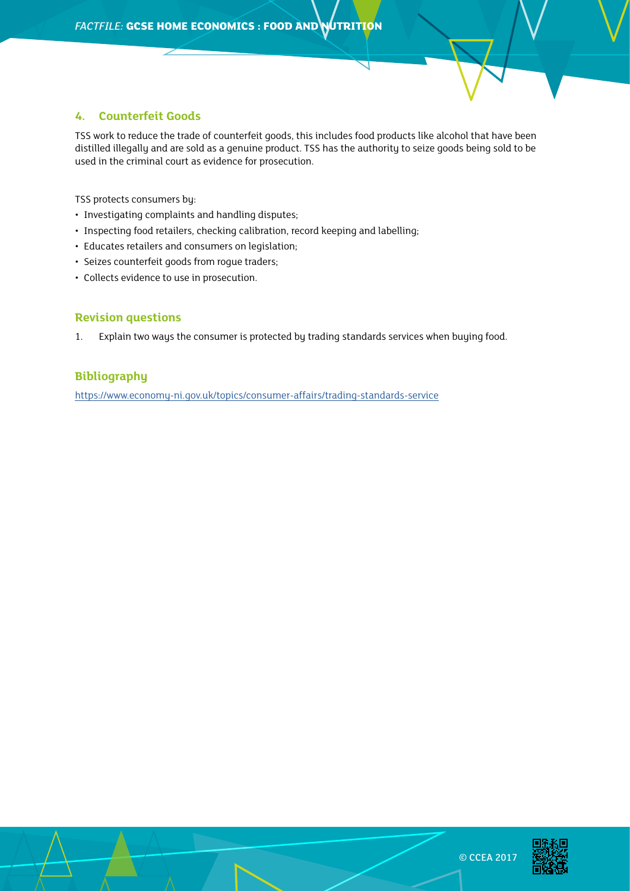## 4. Counterfeit Goods

TSS work to reduce the trade of counterfeit goods, this includes food products like alcohol that have been distilled illegally and are sold as a genuine product. TSS has the authority to seize goods being sold to be used in the criminal court as evidence for prosecution.

TSS protects consumers by:

- Investigating complaints and handling disputes;
- Inspecting food retailers, checking calibration, record keeping and labelling;
- Educates retailers and consumers on legislation;
- Seizes counterfeit goods from rogue traders;
- Collects evidence to use in prosecution.

## Revision questions

1. Explain two ways the consumer is protected by trading standards services when buying food.

## Bibliography

https://www.economy-ni.gov.uk/topics/consumer-affairs/trading-standards-service